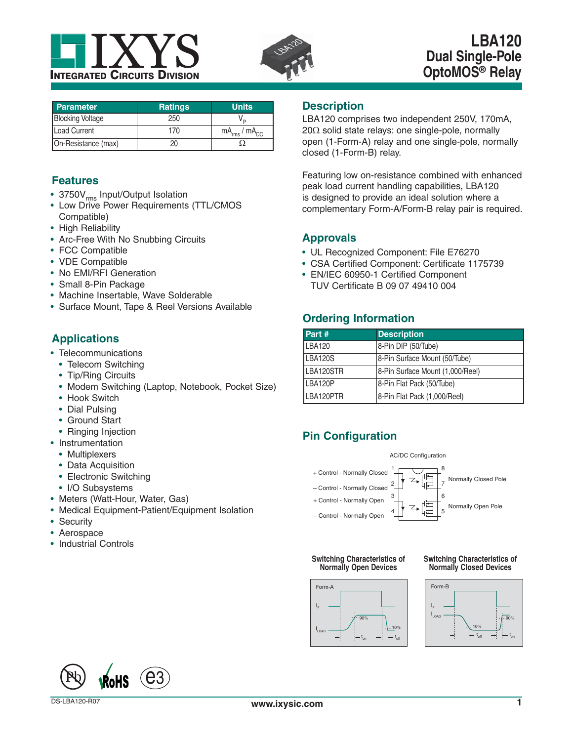# LBA120
## Dual Single-Pole OptoMOS® Relay

| Parameter | Ratings | Units |
|---|---|---|
| Blocking Voltage | 250 | $V_P$ |
| Load Current | 170 | $mA_{rms}$ / $mA_{DC}$ |
| On-Resistance (max) | 20 | Ω |

## Features

- 3750$V_{rms}$ Input/Output Isolation
- Low Drive Power Requirements (TTL/CMOS Compatible)
- High Reliability
- Arc-Free With No Snubbing Circuits
- FCC Compatible
- VDE Compatible
- No EMI/RFI Generation
- Small 8-Pin Package
- Machine Insertable, Wave Solderable
- Surface Mount, Tape & Reel Versions Available

## Applications

- Telecommunications
  - Telecom Switching
  - Tip/Ring Circuits
  - Modem Switching (Laptop, Notebook, Pocket Size)
  - Hook Switch
  - Dial Pulsing
  - Ground Start
  - Ringing Injection
- Instrumentation
  - Multiplexers
  - Data Acquisition
  - Electronic Switching
  - I/O Subsystems
- Meters (Watt-Hour, Water, Gas)
- Medical Equipment-Patient/Equipment Isolation
- Security
- Aerospace
- Industrial Controls

## Description

LBA120 comprises two independent 250V, 170mA, 20Ω solid state relays: one single-pole, normally open (1-Form-A) relay and one single-pole, normally closed (1-Form-B) relay.

Featuring low on-resistance combined with enhanced peak load current handling capabilities, LBA120 is designed to provide an ideal solution where a complementary Form-A/Form-B relay pair is required.

## Approvals

- UL Recognized Component: File E76270
- CSA Certified Component: Certificate 1175739
- EN/IEC 60950-1 Certified Component
  TUV Certificate B 09 07 49410 004

## Ordering Information

| Part # | Description |
|---|---|
| LBA120 | 8-Pin DIP (50/Tube) |
| LBA120S | 8-Pin Surface Mount (50/Tube) |
| LBA120STR | 8-Pin Surface Mount (1,000/Reel) |
| LBA120P | 8-Pin Flat Pack (50/Tube) |
| LBA120PTR | 8-Pin Flat Pack (1,000/Reel) |

## Pin Configuration

AC/DC Configuration

- 1: + Control - Normally Closed
- 2: – Control - Normally Closed
- 3: + Control - Normally Open
- 4: – Control - Normally Open
- 8, 7: Normally Closed Pole
- 6, 5: Normally Open Pole

**Switching Characteristics of Normally Open Devices**

Form-A: $I_F$, $I_{LOAD}$, 90%, 10%, $t_{on}$, $t_{off}$

**Switching Characteristics of Normally Closed Devices**

Form-B: $I_F$, $I_{LOAD}$, 10%, 90%, $t_{off}$, $t_{on}$

DS-LBA120-R07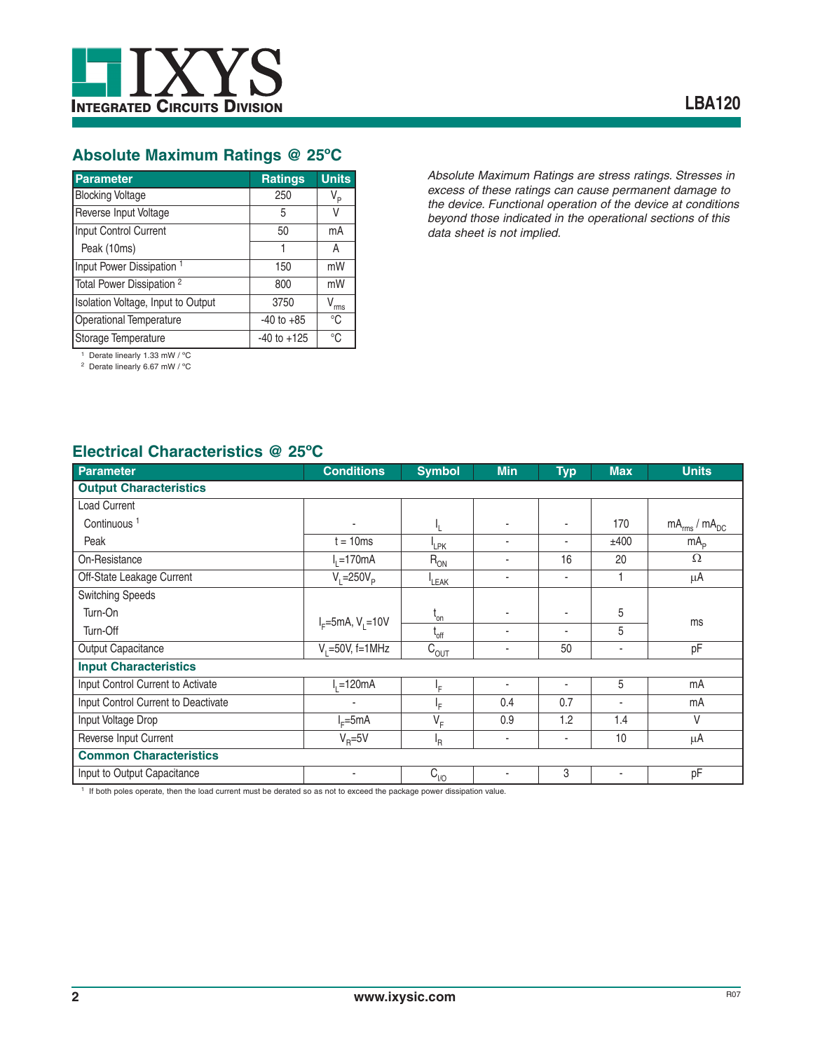## Absolute Maximum Ratings @ 25ºC

| Parameter | Ratings | Units |
|---|---|---|
| Blocking Voltage | 250 | $V_P$ |
| Reverse Input Voltage | 5 | V |
| Input Control Current | 50 | mA |
| Peak (10ms) | 1 | A |
| Input Power Dissipation [1] | 150 | mW |
| Total Power Dissipation [2] | 800 | mW |
| Isolation Voltage, Input to Output | 3750 | $V_{rms}$ |
| Operational Temperature | -40 to +85 | °C |
| Storage Temperature | -40 to +125 | °C |

[1] Derate linearly 1.33 mW / °C
[2] Derate linearly 6.67 mW / °C

*Absolute Maximum Ratings are stress ratings. Stresses in excess of these ratings can cause permanent damage to the device. Functional operation of the device at conditions beyond those indicated in the operational sections of this data sheet is not implied.*

## Electrical Characteristics @ 25ºC

| Parameter | Conditions | Symbol | Min | Typ | Max | Units |
|---|---|---|---|---|---|---|
| **Output Characteristics** | | | | | | |
| Load Current | | | | | | |
| Continuous [1] | - | $I_L$ | - | - | 170 | $mA_{rms}$ / $mA_{DC}$ |
| Peak | t = 10ms | $I_{LPK}$ | - | - | ±400 | $mA_P$ |
| On-Resistance | $I_L$=170mA | $R_{ON}$ | - | 16 | 20 | Ω |
| Off-State Leakage Current | $V_L$=250$V_P$ | $I_{LEAK}$ | - | - | 1 | µA |
| Switching Speeds | | | | | | |
| Turn-On | $I_F$=5mA, $V_L$=10V | $t_{on}$ | - | - | 5 | ms |
| Turn-Off | | $t_{off}$ | - | - | 5 | |
| Output Capacitance | $V_L$=50V, f=1MHz | $C_{OUT}$ | - | 50 | - | pF |
| **Input Characteristics** | | | | | | |
| Input Control Current to Activate | $I_L$=120mA | $I_F$ | - | - | 5 | mA |
| Input Control Current to Deactivate | - | $I_F$ | 0.4 | 0.7 | - | mA |
| Input Voltage Drop | $I_F$=5mA | $V_F$ | 0.9 | 1.2 | 1.4 | V |
| Reverse Input Current | $V_R$=5V | $I_R$ | - | - | 10 | µA |
| **Common Characteristics** | | | | | | |
| Input to Output Capacitance | - | $C_{I/O}$ | - | 3 | - | pF |

[1] If both poles operate, then the load current must be derated so as not to exceed the package power dissipation value.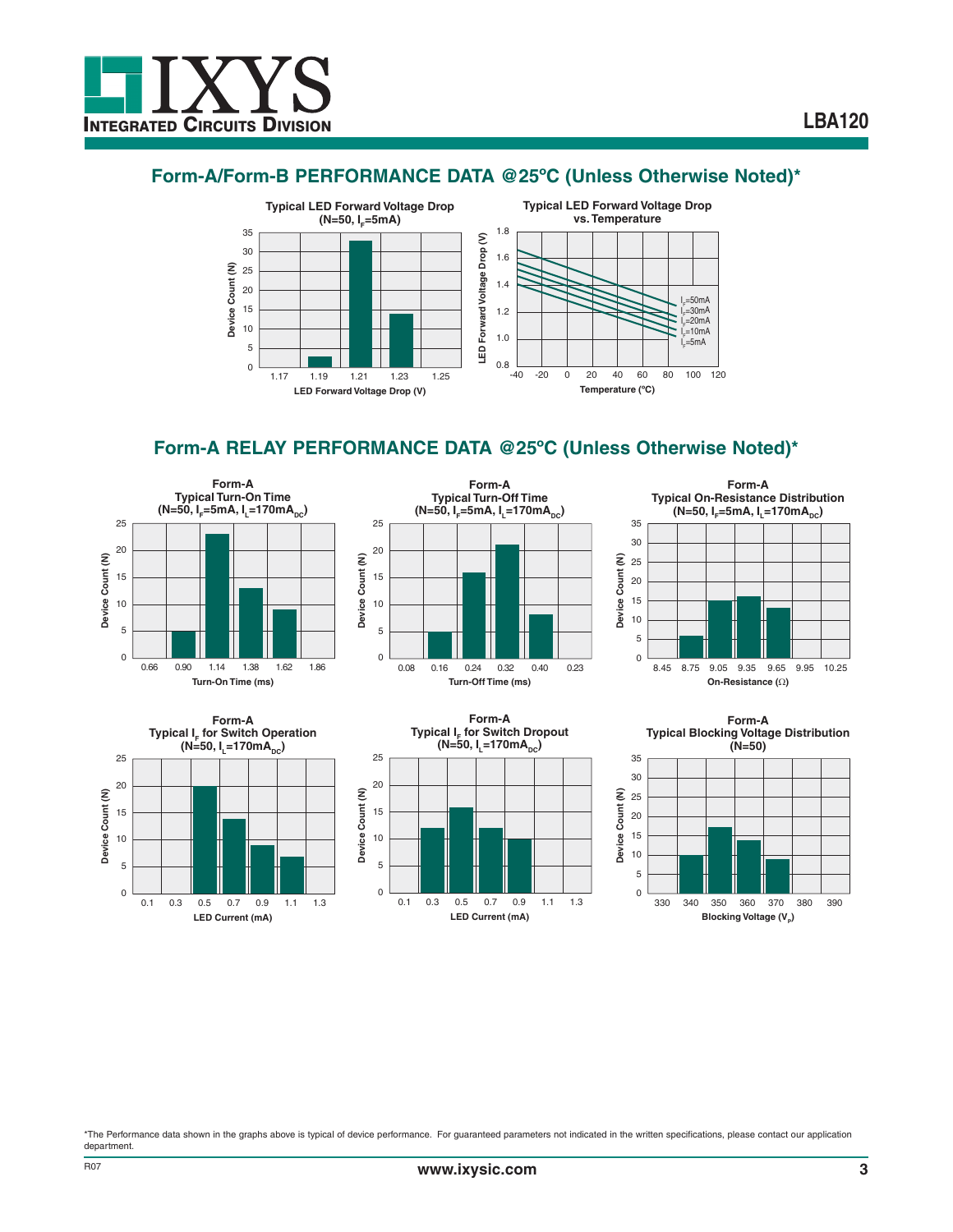## Form-A/Form-B PERFORMANCE DATA @25ºC (Unless Otherwise Noted)*

**Typical LED Forward Voltage Drop (N=50, $I_F$=5mA)**

Device Count (N) vs. LED Forward Voltage Drop (V)

**Typical LED Forward Voltage Drop vs. Temperature**

LED Forward Voltage Drop (V) vs. Temperature (ºC); $I_F$=50mA, $I_F$=30mA, $I_F$=20mA, $I_F$=10mA, $I_F$=5mA

## Form-A RELAY PERFORMANCE DATA @25ºC (Unless Otherwise Noted)*

**Form-A Typical Turn-On Time (N=50, $I_F$=5mA, $I_L$=170mA$_{DC}$)**

Device Count (N) vs. Turn-On Time (ms)

**Form-A Typical Turn-Off Time (N=50, $I_F$=5mA, $I_L$=170mA$_{DC}$)**

Device Count (N) vs. Turn-Off Time (ms)

**Form-A Typical On-Resistance Distribution (N=50, $I_F$=5mA, $I_L$=170mA$_{DC}$)**

Device Count (N) vs. On-Resistance (Ω)

**Form-A Typical $I_F$ for Switch Operation (N=50, $I_L$=170mA$_{DC}$)**

Device Count (N) vs. LED Current (mA)

**Form-A Typical $I_F$ for Switch Dropout (N=50, $I_L$=170mA$_{DC}$)**

Device Count (N) vs. LED Current (mA)

**Form-A Typical Blocking Voltage Distribution (N=50)**

Device Count (N) vs. Blocking Voltage ($V_P$)

*The Performance data shown in the graphs above is typical of device performance. For guaranteed parameters not indicated in the written specifications, please contact our application department.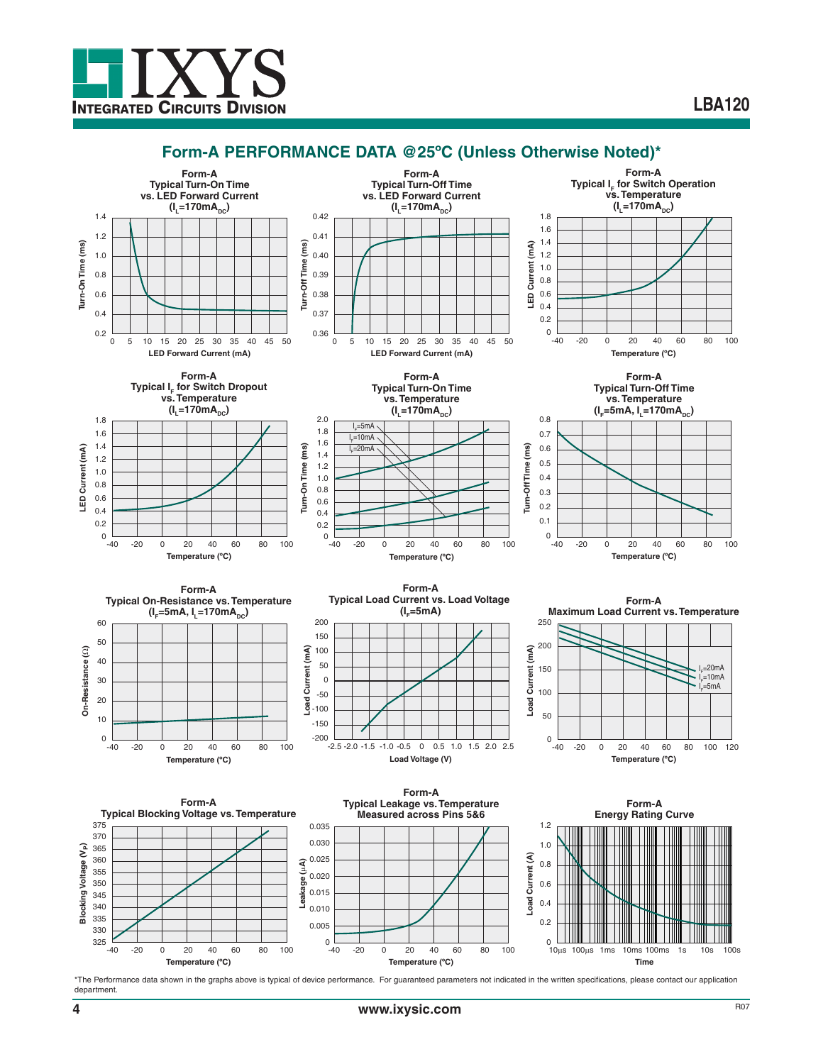## Form-A PERFORMANCE DATA @25ºC (Unless Otherwise Noted)*

**Form-A Typical Turn-On Time vs. LED Forward Current ($I_L$=170mA$_{DC}$)**

**Form-A Typical Turn-Off Time vs. LED Forward Current ($I_L$=170mA$_{DC}$)**

**Form-A Typical $I_F$ for Switch Operation vs. Temperature ($I_L$=170mA$_{DC}$)**

**Form-A Typical $I_F$ for Switch Dropout vs. Temperature ($I_L$=170mA$_{DC}$)**

**Form-A Typical Turn-On Time vs. Temperature ($I_L$=170mA$_{DC}$)**

**Form-A Typical Turn-Off Time vs. Temperature ($I_F$=5mA, $I_L$=170mA$_{DC}$)**

**Form-A Typical On-Resistance vs. Temperature ($I_F$=5mA, $I_L$=170mA$_{DC}$)**

**Form-A Typical Load Current vs. Load Voltage ($I_F$=5mA)**

**Form-A Maximum Load Current vs. Temperature**

**Form-A Typical Blocking Voltage vs. Temperature**

**Form-A Typical Leakage vs. Temperature Measured across Pins 5&6**

**Form-A Energy Rating Curve**

*The Performance data shown in the graphs above is typical of device performance. For guaranteed parameters not indicated in the written specifications, please contact our application department.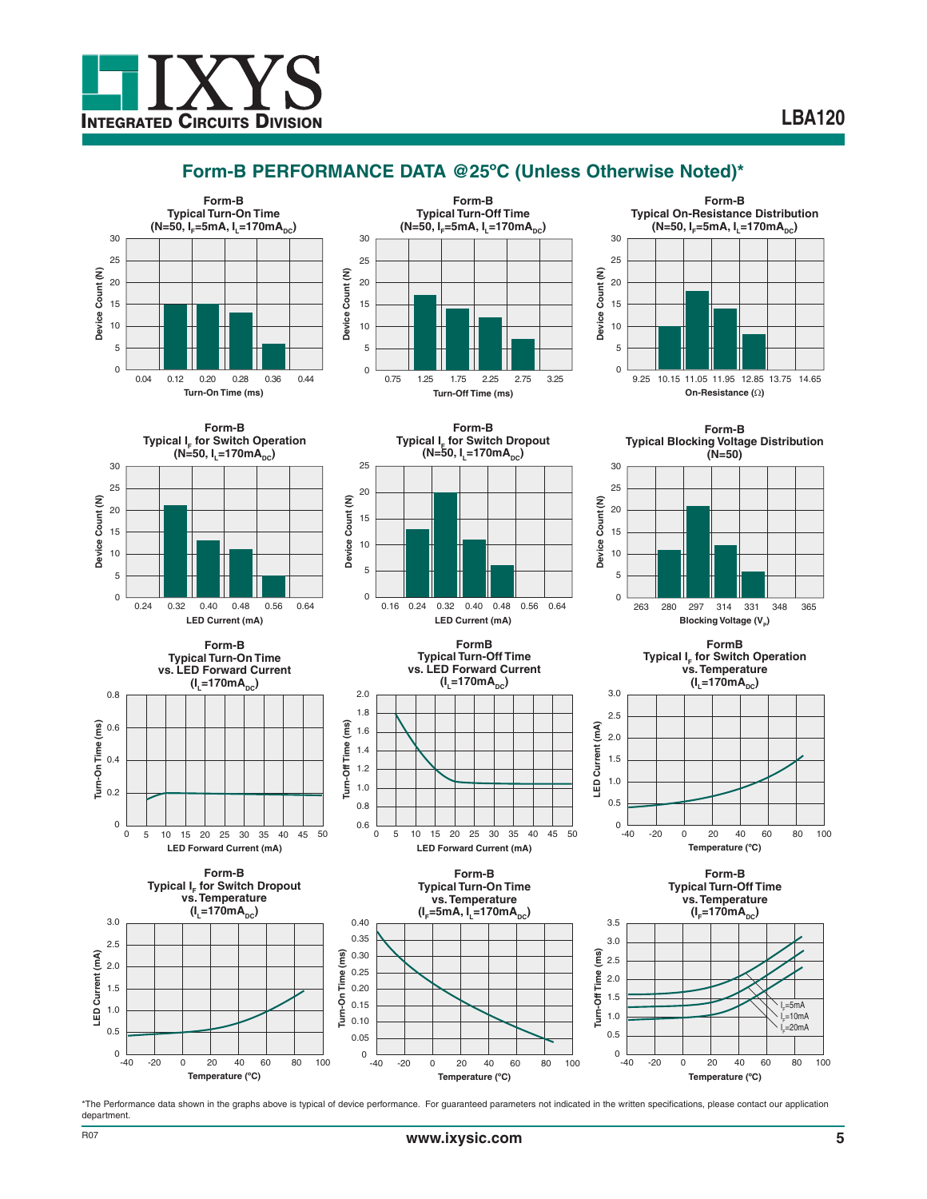## Form-B PERFORMANCE DATA @25ºC (Unless Otherwise Noted)*

**Form-B**
**Typical Turn-On Time**
**(N=50, $I_F$=5mA, $I_L$=170mA$_{DC}$)**

Device Count (N) vs. Turn-On Time (ms): 0.04, 0.12, 0.20, 0.28, 0.36, 0.44

**Form-B**
**Typical Turn-Off Time**
**(N=50, $I_F$=5mA, $I_L$=170mA$_{DC}$)**

Device Count (N) vs. Turn-Off Time (ms): 0.75, 1.25, 1.75, 2.25, 2.75, 3.25

**Form-B**
**Typical On-Resistance Distribution**
**(N=50, $I_F$=5mA, $I_L$=170mA$_{DC}$)**

Device Count (N) vs. On-Resistance (Ω): 9.25, 10.15, 11.05, 11.95, 12.85, 13.75, 14.65

**Form-B**
**Typical $I_F$ for Switch Operation**
**(N=50, $I_L$=170mA$_{DC}$)**

Device Count (N) vs. LED Current (mA): 0.24, 0.32, 0.40, 0.48, 0.56, 0.64

**Form-B**
**Typical $I_F$ for Switch Dropout**
**(N=50, $I_L$=170mA$_{DC}$)**

Device Count (N) vs. LED Current (mA): 0.16, 0.24, 0.32, 0.40, 0.48, 0.56, 0.64

**Form-B**
**Typical Blocking Voltage Distribution**
**(N=50)**

Device Count (N) vs. Blocking Voltage ($V_P$): 263, 280, 297, 314, 331, 348, 365

**Form-B**
**Typical Turn-On Time**
**vs. LED Forward Current**
**($I_L$=170mA$_{DC}$)**

Turn-On Time (ms) vs. LED Forward Current (mA)

**FormB**
**Typical Turn-Off Time**
**vs. LED Forward Current**
**($I_L$=170mA$_{DC}$)**

Turn-Off Time (ms) vs. LED Forward Current (mA)

**FormB**
**Typical $I_F$ for Switch Operation**
**vs. Temperature**
**($I_L$=170mA$_{DC}$)**

LED Current (mA) vs. Temperature (ºC)

**Form-B**
**Typical $I_F$ for Switch Dropout**
**vs. Temperature**
**($I_L$=170mA$_{DC}$)**

LED Current (mA) vs. Temperature (ºC)

**Form-B**
**Typical Turn-On Time**
**vs. Temperature**
**($I_F$=5mA, $I_L$=170mA$_{DC}$)**

Turn-On Time (ms) vs. Temperature (ºC)

**Form-B**
**Typical Turn-Off Time**
**vs. Temperature**
**($I_F$=170mA$_{DC}$)**

Turn-Off Time (ms) vs. Temperature (ºC); curves: $I_F$=5mA, $I_F$=10mA, $I_F$=20mA

*The Performance data shown in the graphs above is typical of device performance. For guaranteed parameters not indicated in the written specifications, please contact our application department.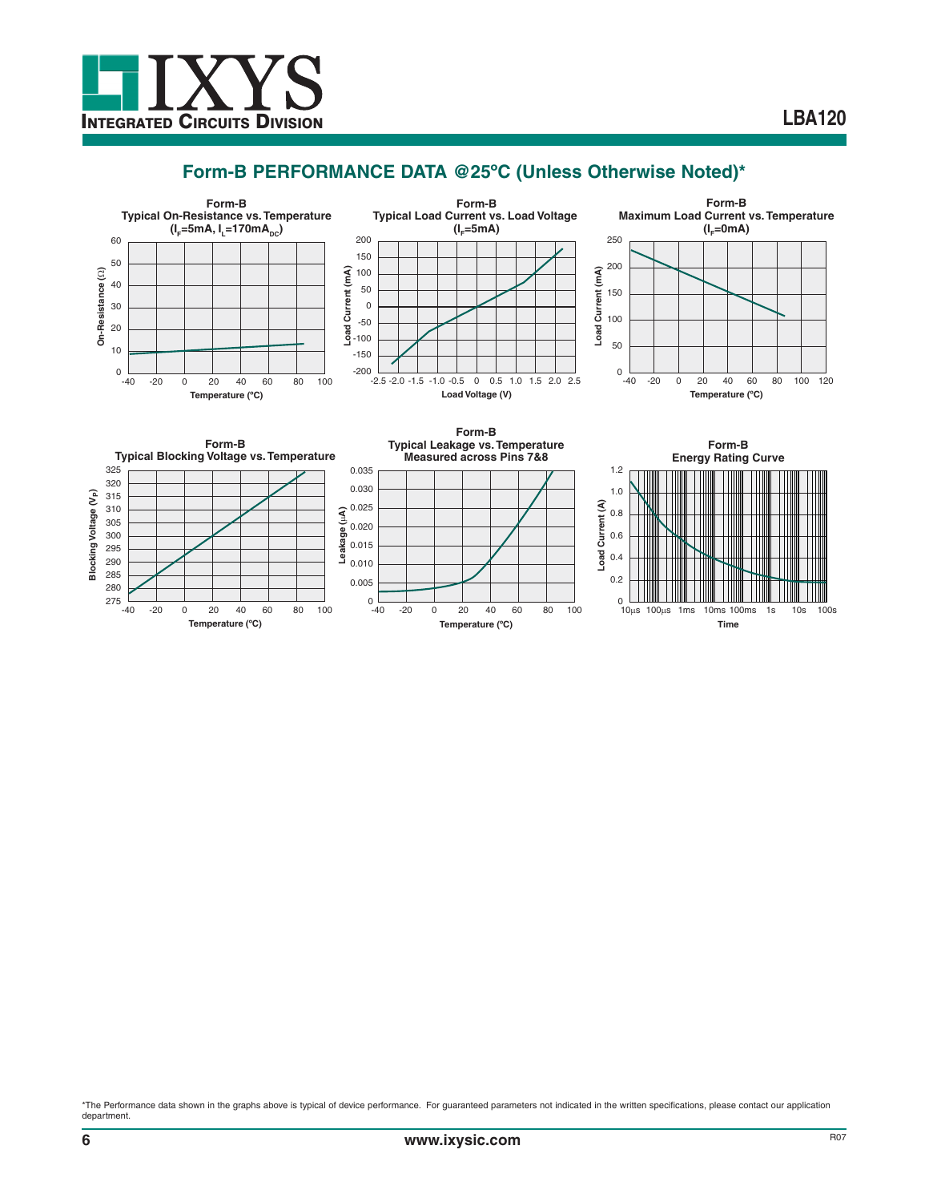## Form-B PERFORMANCE DATA @25ºC (Unless Otherwise Noted)*

**Form-B**
**Typical On-Resistance vs. Temperature**
**($I_F$=5mA, $I_L$=170mA$_{DC}$)**

**Form-B**
**Typical Load Current vs. Load Voltage**
**($I_F$=5mA)**

**Form-B**
**Maximum Load Current vs. Temperature**
**($I_F$=0mA)**

**Form-B**
**Typical Blocking Voltage vs. Temperature**

**Form-B**
**Typical Leakage vs. Temperature**
**Measured across Pins 7&8**

**Form-B**
**Energy Rating Curve**

*The Performance data shown in the graphs above is typical of device performance. For guaranteed parameters not indicated in the written specifications, please contact our application department.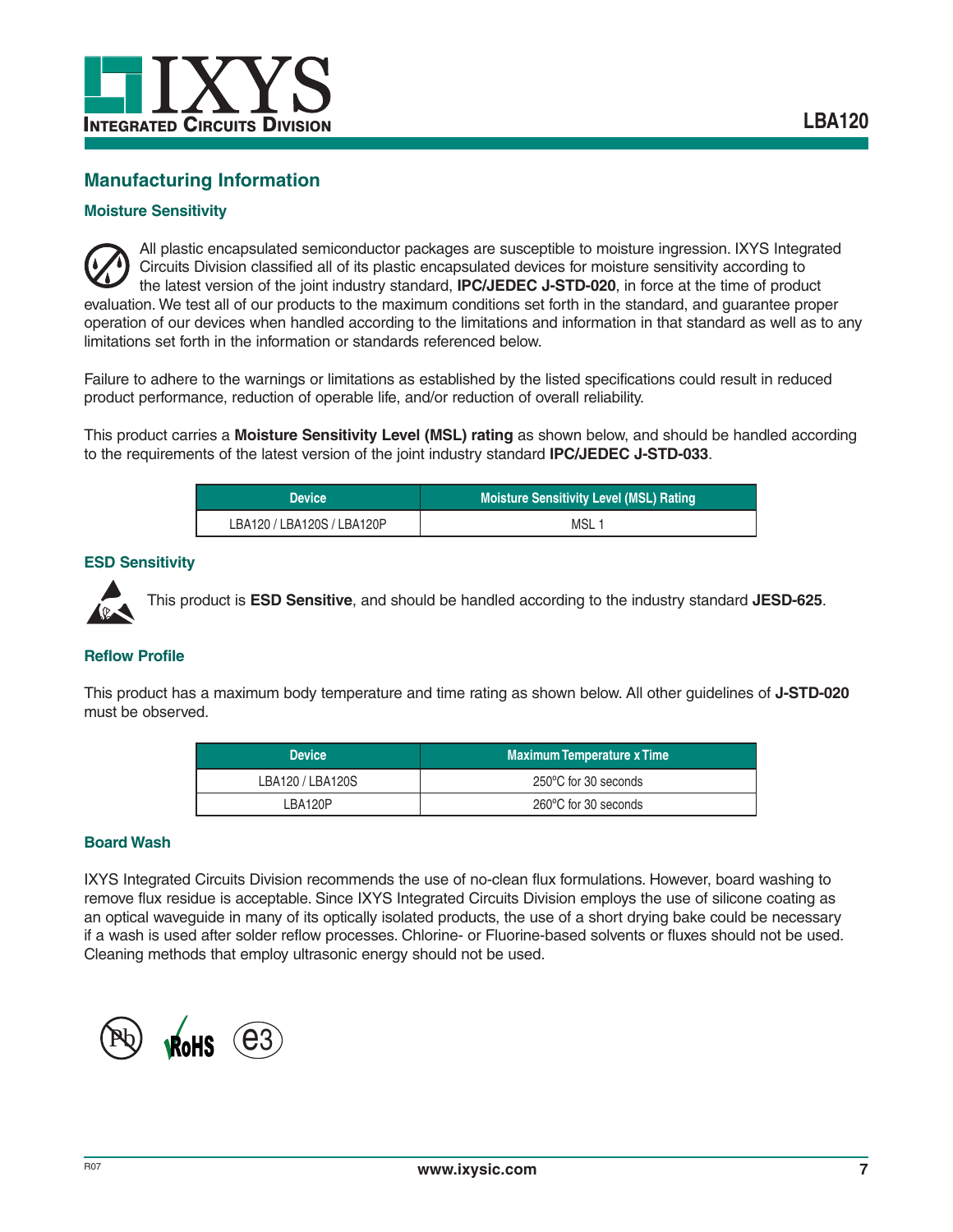## Manufacturing Information

### Moisture Sensitivity

All plastic encapsulated semiconductor packages are susceptible to moisture ingression. IXYS Integrated Circuits Division classified all of its plastic encapsulated devices for moisture sensitivity according to the latest version of the joint industry standard, **IPC/JEDEC J-STD-020**, in force at the time of product evaluation. We test all of our products to the maximum conditions set forth in the standard, and guarantee proper operation of our devices when handled according to the limitations and information in that standard as well as to any limitations set forth in the information or standards referenced below.

Failure to adhere to the warnings or limitations as established by the listed specifications could result in reduced product performance, reduction of operable life, and/or reduction of overall reliability.

This product carries a **Moisture Sensitivity Level (MSL) rating** as shown below, and should be handled according to the requirements of the latest version of the joint industry standard **IPC/JEDEC J-STD-033**.

| Device | Moisture Sensitivity Level (MSL) Rating |
|---|---|
| LBA120 / LBA120S / LBA120P | MSL 1 |

### ESD Sensitivity

This product is **ESD Sensitive**, and should be handled according to the industry standard **JESD-625**.

### Reflow Profile

This product has a maximum body temperature and time rating as shown below. All other guidelines of **J-STD-020** must be observed.

| Device | Maximum Temperature x Time |
|---|---|
| LBA120 / LBA120S | 250°C for 30 seconds |
| LBA120P | 260°C for 30 seconds |

### Board Wash

IXYS Integrated Circuits Division recommends the use of no-clean flux formulations. However, board washing to remove flux residue is acceptable. Since IXYS Integrated Circuits Division employs the use of silicone coating as an optical waveguide in many of its optically isolated products, the use of a short drying bake could be necessary if a wash is used after solder reflow processes. Chlorine- or Fluorine-based solvents or fluxes should not be used. Cleaning methods that employ ultrasonic energy should not be used.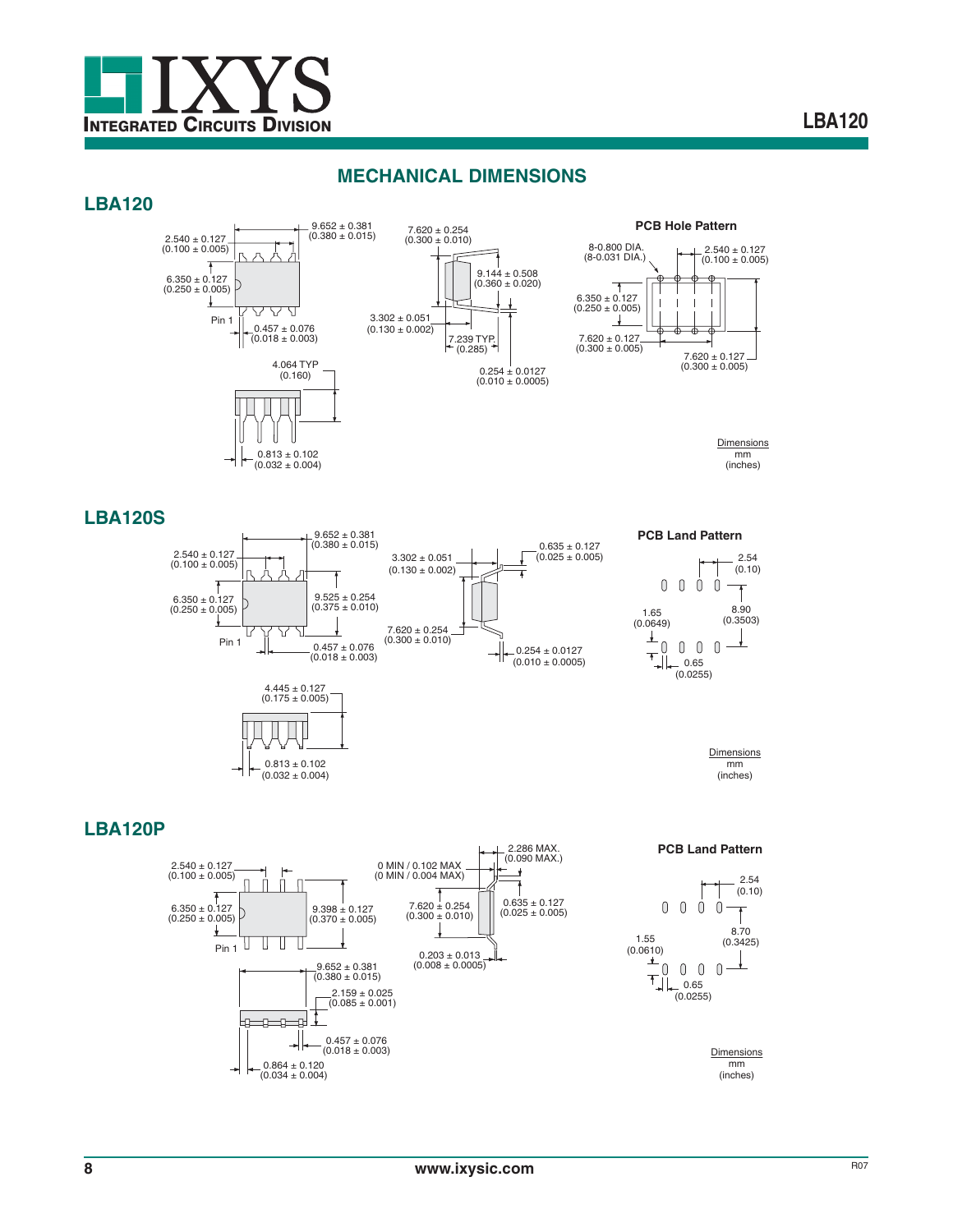## MECHANICAL DIMENSIONS

### LBA120

9.652 ± 0.381
(0.380 ± 0.015)

2.540 ± 0.127
(0.100 ± 0.005)

6.350 ± 0.127
(0.250 ± 0.005)

Pin 1

0.457 ± 0.076
(0.018 ± 0.003)

4.064 TYP
(0.160)

0.813 ± 0.102
(0.032 ± 0.004)

7.620 ± 0.254
(0.300 ± 0.010)

9.144 ± 0.508
(0.360 ± 0.020)

3.302 ± 0.051
(0.130 ± 0.002)

7.239 TYP.
(0.285)

0.254 ± 0.0127
(0.010 ± 0.0005)

**PCB Hole Pattern**

8-0.800 DIA.
(8-0.031 DIA.)

2.540 ± 0.127
(0.100 ± 0.005)

6.350 ± 0.127
(0.250 ± 0.005)

7.620 ± 0.127
(0.300 ± 0.005)

7.620 ± 0.127
(0.300 ± 0.005)

Dimensions
mm
(inches)

### LBA120S

9.652 ± 0.381
(0.380 ± 0.015)

2.540 ± 0.127
(0.100 ± 0.005)

6.350 ± 0.127
(0.250 ± 0.005)

9.525 ± 0.254
(0.375 ± 0.010)

Pin 1

0.457 ± 0.076
(0.018 ± 0.003)

4.445 ± 0.127
(0.175 ± 0.005)

0.813 ± 0.102
(0.032 ± 0.004)

3.302 ± 0.051
(0.130 ± 0.002)

0.635 ± 0.127
(0.025 ± 0.005)

7.620 ± 0.254
(0.300 ± 0.010)

0.254 ± 0.0127
(0.010 ± 0.0005)

**PCB Land Pattern**

2.54
(0.10)

8.90
(0.3503)

1.65
(0.0649)

0.65
(0.0255)

Dimensions
mm
(inches)

### LBA120P

2.540 ± 0.127
(0.100 ± 0.005)

6.350 ± 0.127
(0.250 ± 0.005)

9.398 ± 0.127
(0.370 ± 0.005)

Pin 1

9.652 ± 0.381
(0.380 ± 0.015)

2.159 ± 0.025
(0.085 ± 0.001)

0.457 ± 0.076
(0.018 ± 0.003)

0.864 ± 0.120
(0.034 ± 0.004)

0 MIN / 0.102 MAX
(0 MIN / 0.004 MAX)

2.286 MAX.
(0.090 MAX.)

7.620 ± 0.254
(0.300 ± 0.010)

0.635 ± 0.127
(0.025 ± 0.005)

0.203 ± 0.013
(0.008 ± 0.0005)

**PCB Land Pattern**

2.54
(0.10)

8.70
(0.3425)

1.55
(0.0610)

0.65
(0.0255)

Dimensions
mm
(inches)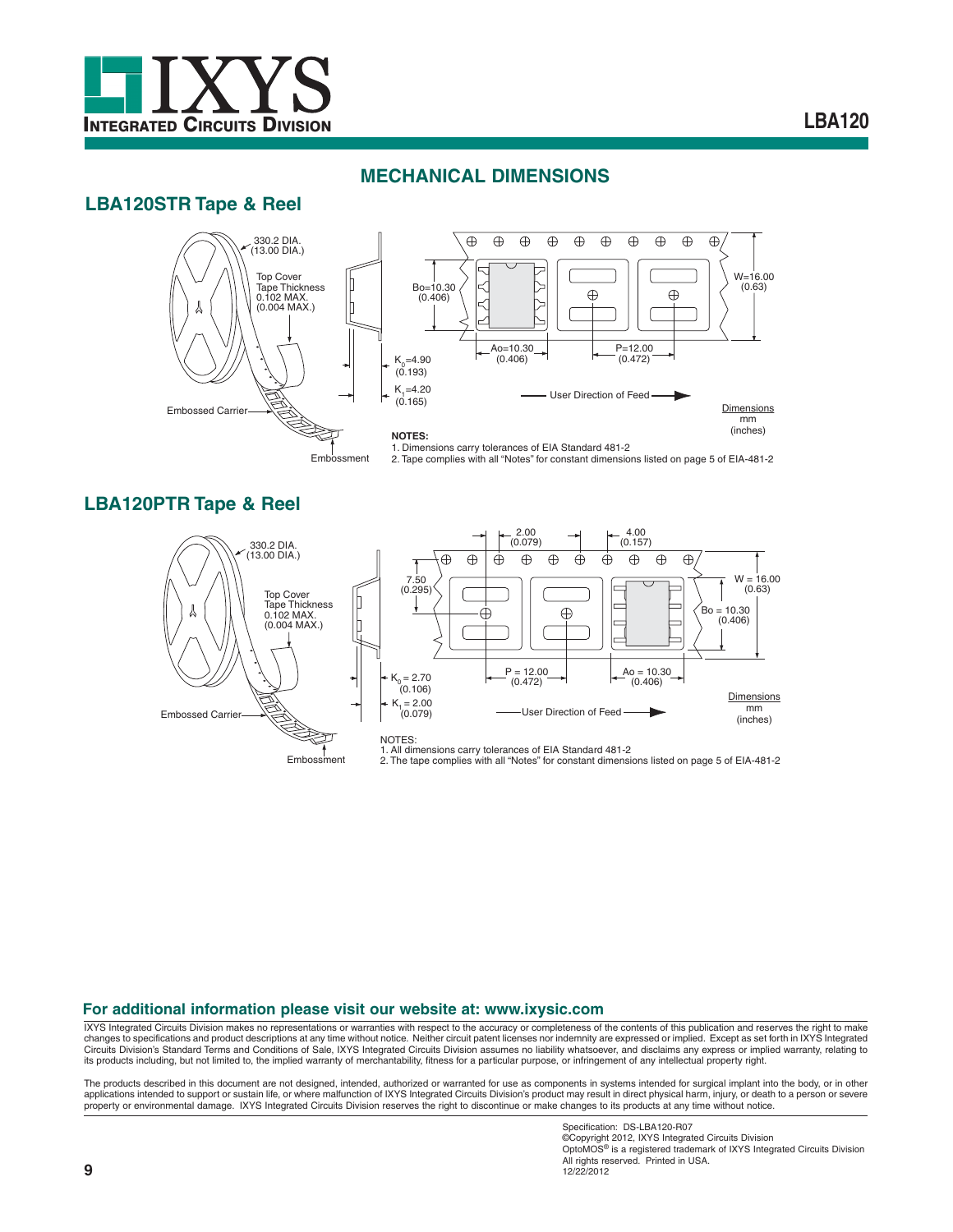## MECHANICAL DIMENSIONS

### LBA120STR Tape & Reel

330.2 DIA.
(13.00 DIA.)

Top Cover
Tape Thickness
0.102 MAX.
(0.004 MAX.)

Embossed Carrier

Embossment

$K_0$=4.90
(0.193)

$K_1$=4.20
(0.165)

Bo=10.30
(0.406)

Ao=10.30
(0.406)

P=12.00
(0.472)

W=16.00
(0.63)

User Direction of Feed

Dimensions
mm
(inches)

**NOTES:**
1. Dimensions carry tolerances of EIA Standard 481-2
2. Tape complies with all "Notes" for constant dimensions listed on page 5 of EIA-481-2

### LBA120PTR Tape & Reel

330.2 DIA.
(13.00 DIA.)

Top Cover
Tape Thickness
0.102 MAX.
(0.004 MAX.)

Embossed Carrier

Embossment

2.00
(0.079)

4.00
(0.157)

7.50
(0.295)

W = 16.00
(0.63)

Bo = 10.30
(0.406)

$K_0$ = 2.70
(0.106)

$K_1$ = 2.00
(0.079)

P = 12.00
(0.472)

Ao = 10.30
(0.406)

User Direction of Feed

Dimensions
mm
(inches)

NOTES:
1. All dimensions carry tolerances of EIA Standard 481-2
2. The tape complies with all "Notes" for constant dimensions listed on page 5 of EIA-481-2

### For additional information please visit our website at: www.ixysic.com

IXYS Integrated Circuits Division makes no representations or warranties with respect to the accuracy or completeness of the contents of this publication and reserves the right to make changes to specifications and product descriptions at any time without notice. Neither circuit patent licenses nor indemnity are expressed or implied. Except as set forth in IXYS Integrated Circuits Division's Standard Terms and Conditions of Sale, IXYS Integrated Circuits Division assumes no liability whatsoever, and disclaims any express or implied warranty, relating to its products including, but not limited to, the implied warranty of merchantability, fitness for a particular purpose, or infringement of any intellectual property right.

The products described in this document are not designed, intended, authorized or warranted for use as components in systems intended for surgical implant into the body, or in other applications intended to support or sustain life, or where malfunction of IXYS Integrated Circuits Division's product may result in direct physical harm, injury, or death to a person or severe property or environmental damage. IXYS Integrated Circuits Division reserves the right to discontinue or make changes to its products at any time without notice.

Specification: DS-LBA120-R07
©Copyright 2012, IXYS Integrated Circuits Division
OptoMOS® is a registered trademark of IXYS Integrated Circuits Division
All rights reserved. Printed in USA.
12/22/2012